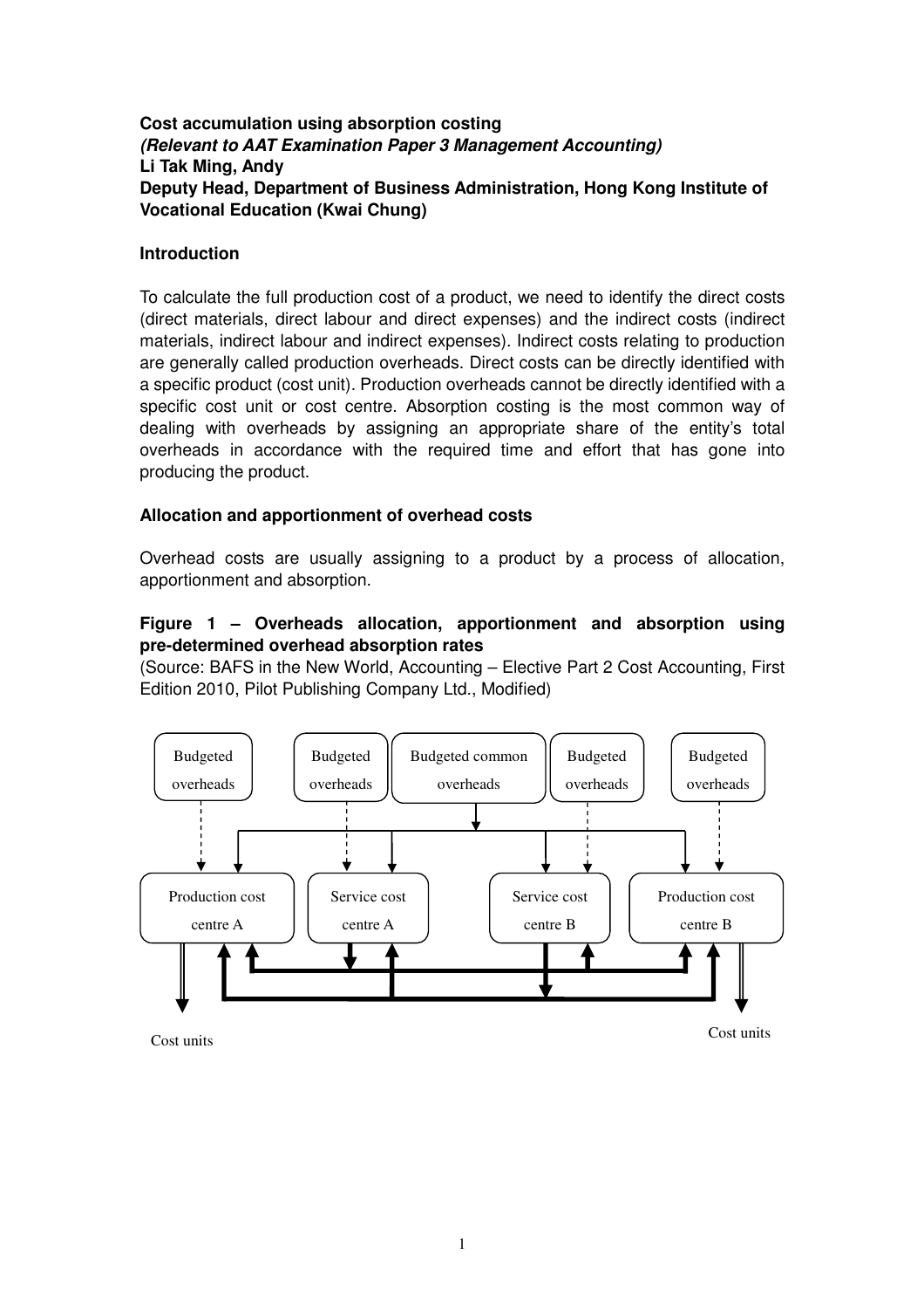**Cost accumulation using absorption costing**
***(Relevant to AAT Examination Paper 3 Management Accounting)***
**Li Tak Ming, Andy**
**Deputy Head, Department of Business Administration, Hong Kong Institute of Vocational Education (Kwai Chung)**

## Introduction

To calculate the full production cost of a product, we need to identify the direct costs (direct materials, direct labour and direct expenses) and the indirect costs (indirect materials, indirect labour and indirect expenses). Indirect costs relating to production are generally called production overheads. Direct costs can be directly identified with a specific product (cost unit). Production overheads cannot be directly identified with a specific cost unit or cost centre. Absorption costing is the most common way of dealing with overheads by assigning an appropriate share of the entity's total overheads in accordance with the required time and effort that has gone into producing the product.

## Allocation and apportionment of overhead costs

Overhead costs are usually assigning to a product by a process of allocation, apportionment and absorption.

**Figure 1 – Overheads allocation, apportionment and absorption using pre-determined overhead absorption rates**

(Source: BAFS in the New World, Accounting – Elective Part 2 Cost Accounting, First Edition 2010, Pilot Publishing Company Ltd., Modified)

Budgeted overheads | Budgeted overheads | Budgeted common overheads | Budgeted overheads | Budgeted overheads

Production cost centre A | Service cost centre A | Service cost centre B | Production cost centre B

Cost units | Cost units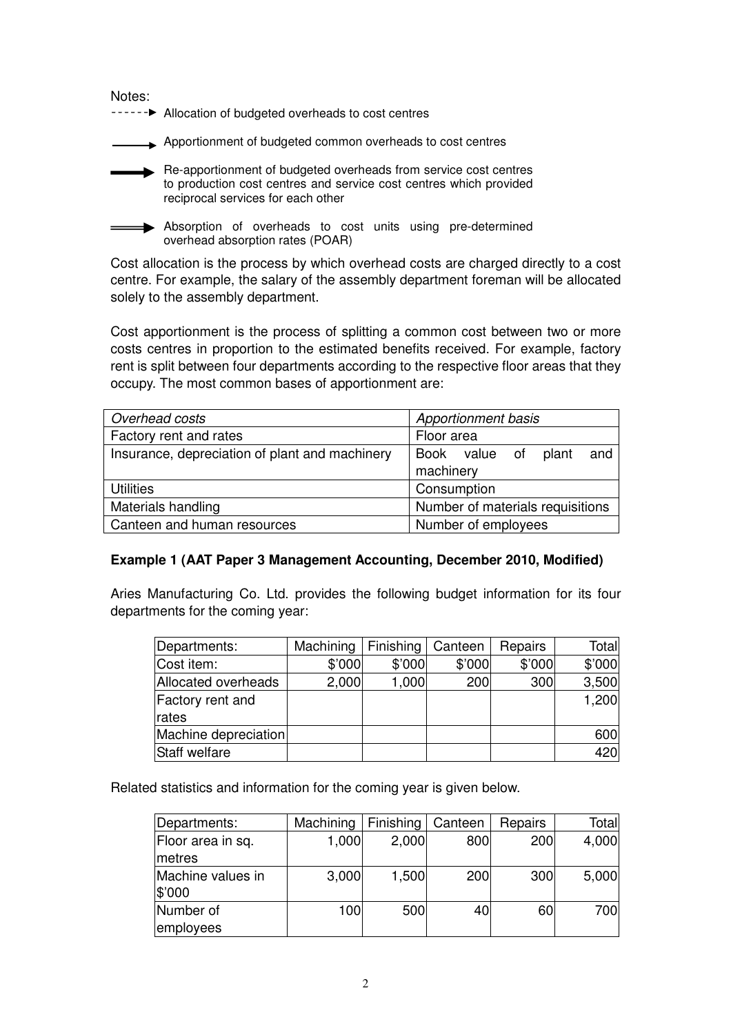Notes:

- - - - - -► Allocation of budgeted overheads to cost centres

——► Apportionment of budgeted common overheads to cost centres

━━► Re-apportionment of budgeted overheads from service cost centres to production cost centres and service cost centres which provided reciprocal services for each other

══► Absorption of overheads to cost units using pre-determined overhead absorption rates (POAR)

Cost allocation is the process by which overhead costs are charged directly to a cost centre. For example, the salary of the assembly department foreman will be allocated solely to the assembly department.

Cost apportionment is the process of splitting a common cost between two or more costs centres in proportion to the estimated benefits received. For example, factory rent is split between four departments according to the respective floor areas that they occupy. The most common bases of apportionment are:

| *Overhead costs* | *Apportionment basis* |
|---|---|
| Factory rent and rates | Floor area |
| Insurance, depreciation of plant and machinery | Book value of plant and machinery |
| Utilities | Consumption |
| Materials handling | Number of materials requisitions |
| Canteen and human resources | Number of employees |

**Example 1 (AAT Paper 3 Management Accounting, December 2010, Modified)**

Aries Manufacturing Co. Ltd. provides the following budget information for its four departments for the coming year:

| Departments: | Machining | Finishing | Canteen | Repairs | Total |
|---|---|---|---|---|---|
| Cost item: | $'000 | $'000 | $'000 | $'000 | $'000 |
| Allocated overheads | 2,000 | 1,000 | 200 | 300 | 3,500 |
| Factory rent and rates | | | | | 1,200 |
| Machine depreciation | | | | | 600 |
| Staff welfare | | | | | 420 |

Related statistics and information for the coming year is given below.

| Departments: | Machining | Finishing | Canteen | Repairs | Total |
|---|---|---|---|---|---|
| Floor area in sq. metres | 1,000 | 2,000 | 800 | 200 | 4,000 |
| Machine values in $'000 | 3,000 | 1,500 | 200 | 300 | 5,000 |
| Number of employees | 100 | 500 | 40 | 60 | 700 |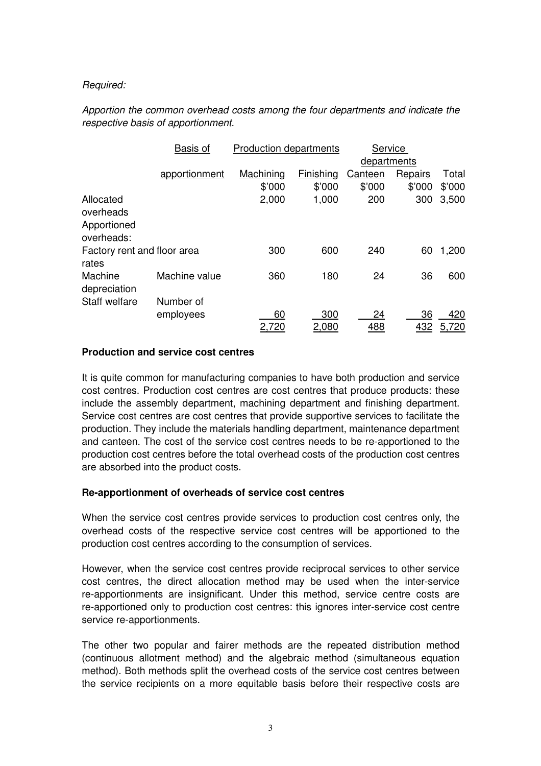*Required:*

*Apportion the common overhead costs among the four departments and indicate the respective basis of apportionment.*

| | Basis of apportionment | Production departments | | Service departments | | |
|---|---|---|---|---|---|---|
| | | Machining | Finishing | Canteen | Repairs | Total |
| | | $'000 | $'000 | $'000 | $'000 | $'000 |
| Allocated overheads | | 2,000 | 1,000 | 200 | 300 | 3,500 |
| Apportioned overheads: | | | | | | |
| Factory rent and rates | floor area | 300 | 600 | 240 | 60 | 1,200 |
| Machine depreciation | Machine value | 360 | 180 | 24 | 36 | 600 |
| Staff welfare | Number of employees | 60 | 300 | 24 | 36 | 420 |
| | | 2,720 | 2,080 | 488 | 432 | 5,720 |

**Production and service cost centres**

It is quite common for manufacturing companies to have both production and service cost centres. Production cost centres are cost centres that produce products: these include the assembly department, machining department and finishing department. Service cost centres are cost centres that provide supportive services to facilitate the production. They include the materials handling department, maintenance department and canteen. The cost of the service cost centres needs to be re-apportioned to the production cost centres before the total overhead costs of the production cost centres are absorbed into the product costs.

**Re-apportionment of overheads of service cost centres**

When the service cost centres provide services to production cost centres only, the overhead costs of the respective service cost centres will be apportioned to the production cost centres according to the consumption of services.

However, when the service cost centres provide reciprocal services to other service cost centres, the direct allocation method may be used when the inter-service re-apportionments are insignificant. Under this method, service centre costs are re-apportioned only to production cost centres: this ignores inter-service cost centre service re-apportionments.

The other two popular and fairer methods are the repeated distribution method (continuous allotment method) and the algebraic method (simultaneous equation method). Both methods split the overhead costs of the service cost centres between the service recipients on a more equitable basis before their respective costs are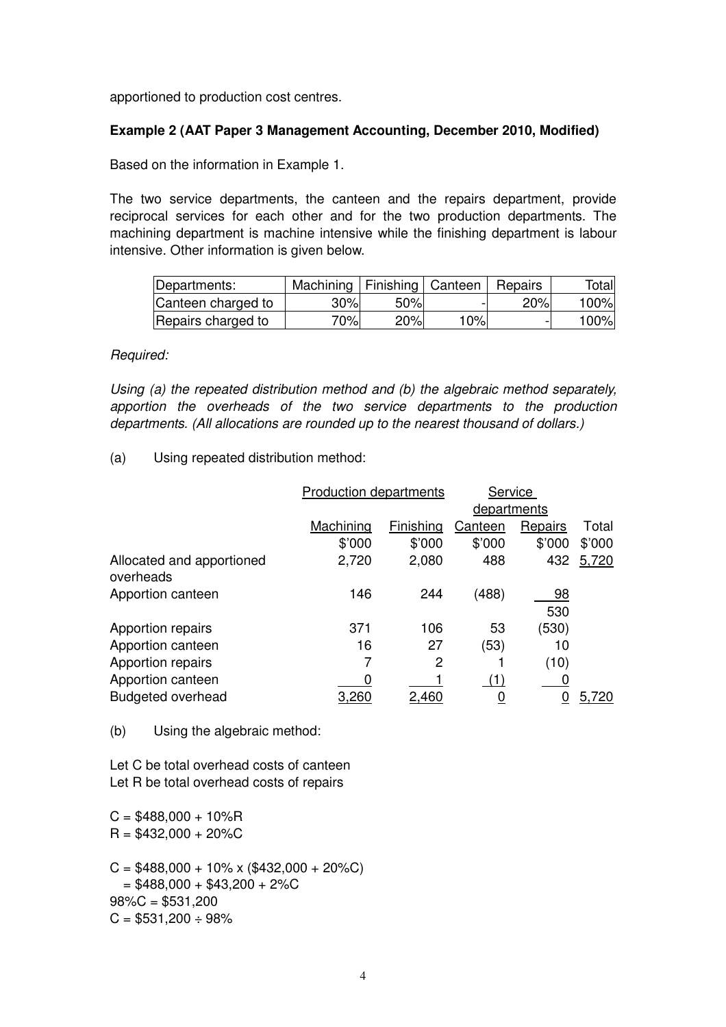apportioned to production cost centres.

**Example 2 (AAT Paper 3 Management Accounting, December 2010, Modified)**

Based on the information in Example 1.

The two service departments, the canteen and the repairs department, provide reciprocal services for each other and for the two production departments. The machining department is machine intensive while the finishing department is labour intensive. Other information is given below.

| Departments: | Machining | Finishing | Canteen | Repairs | Total |
|---|---|---|---|---|---|
| Canteen charged to | 30% | 50% | - | 20% | 100% |
| Repairs charged to | 70% | 20% | 10% | - | 100% |

*Required:*

*Using (a) the repeated distribution method and (b) the algebraic method separately, apportion the overheads of the two service departments to the production departments. (All allocations are rounded up to the nearest thousand of dollars.)*

(a) Using repeated distribution method:

| | Production departments | | Service departments | | |
|---|---|---|---|---|---|
| | Machining | Finishing | Canteen | Repairs | Total |
| | \$'000 | \$'000 | \$'000 | \$'000 | \$'000 |
| Allocated and apportioned overheads | 2,720 | 2,080 | 488 | 432 | 5,720 |
| Apportion canteen | 146 | 244 | (488) | 98 | |
| | | | | 530 | |
| Apportion repairs | 371 | 106 | 53 | (530) | |
| Apportion canteen | 16 | 27 | (53) | 10 | |
| Apportion repairs | 7 | 2 | 1 | (10) | |
| Apportion canteen | 0 | 1 | (1) | 0 | |
| Budgeted overhead | 3,260 | 2,460 | 0 | 0 | 5,720 |

(b) Using the algebraic method:

Let C be total overhead costs of canteen
Let R be total overhead costs of repairs

$C = \$488,000 + 10\%R$
$R = \$432,000 + 20\%C$

$C = \$488,000 + 10\% \times (\$432,000 + 20\%C)$
$\quad = \$488,000 + \$43,200 + 2\%C$
$98\%C = \$531,200$
$C = \$531,200 \div 98\%$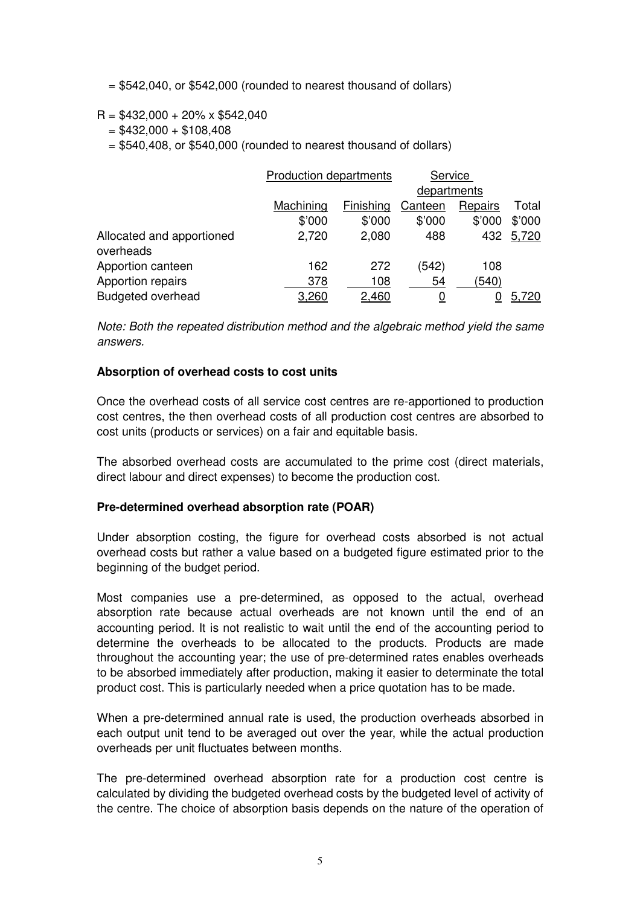= \$542,040, or \$542,000 (rounded to nearest thousand of dollars)

R = \$432,000 + 20% x \$542,040
= \$432,000 + \$108,408
= \$540,408, or \$540,000 (rounded to nearest thousand of dollars)

| | Production departments | | Service departments | | |
|---|---|---|---|---|---|
| | Machining | Finishing | Canteen | Repairs | Total |
| | \$'000 | \$'000 | \$'000 | \$'000 | \$'000 |
| Allocated and apportioned overheads | 2,720 | 2,080 | 488 | 432 | 5,720 |
| Apportion canteen | 162 | 272 | (542) | 108 | |
| Apportion repairs | 378 | 108 | 54 | (540) | |
| Budgeted overhead | 3,260 | 2,460 | 0 | 0 | 5,720 |

*Note: Both the repeated distribution method and the algebraic method yield the same answers.*

**Absorption of overhead costs to cost units**

Once the overhead costs of all service cost centres are re-apportioned to production cost centres, the then overhead costs of all production cost centres are absorbed to cost units (products or services) on a fair and equitable basis.

The absorbed overhead costs are accumulated to the prime cost (direct materials, direct labour and direct expenses) to become the production cost.

**Pre-determined overhead absorption rate (POAR)**

Under absorption costing, the figure for overhead costs absorbed is not actual overhead costs but rather a value based on a budgeted figure estimated prior to the beginning of the budget period.

Most companies use a pre-determined, as opposed to the actual, overhead absorption rate because actual overheads are not known until the end of an accounting period. It is not realistic to wait until the end of the accounting period to determine the overheads to be allocated to the products. Products are made throughout the accounting year; the use of pre-determined rates enables overheads to be absorbed immediately after production, making it easier to determinate the total product cost. This is particularly needed when a price quotation has to be made.

When a pre-determined annual rate is used, the production overheads absorbed in each output unit tend to be averaged out over the year, while the actual production overheads per unit fluctuates between months.

The pre-determined overhead absorption rate for a production cost centre is calculated by dividing the budgeted overhead costs by the budgeted level of activity of the centre. The choice of absorption basis depends on the nature of the operation of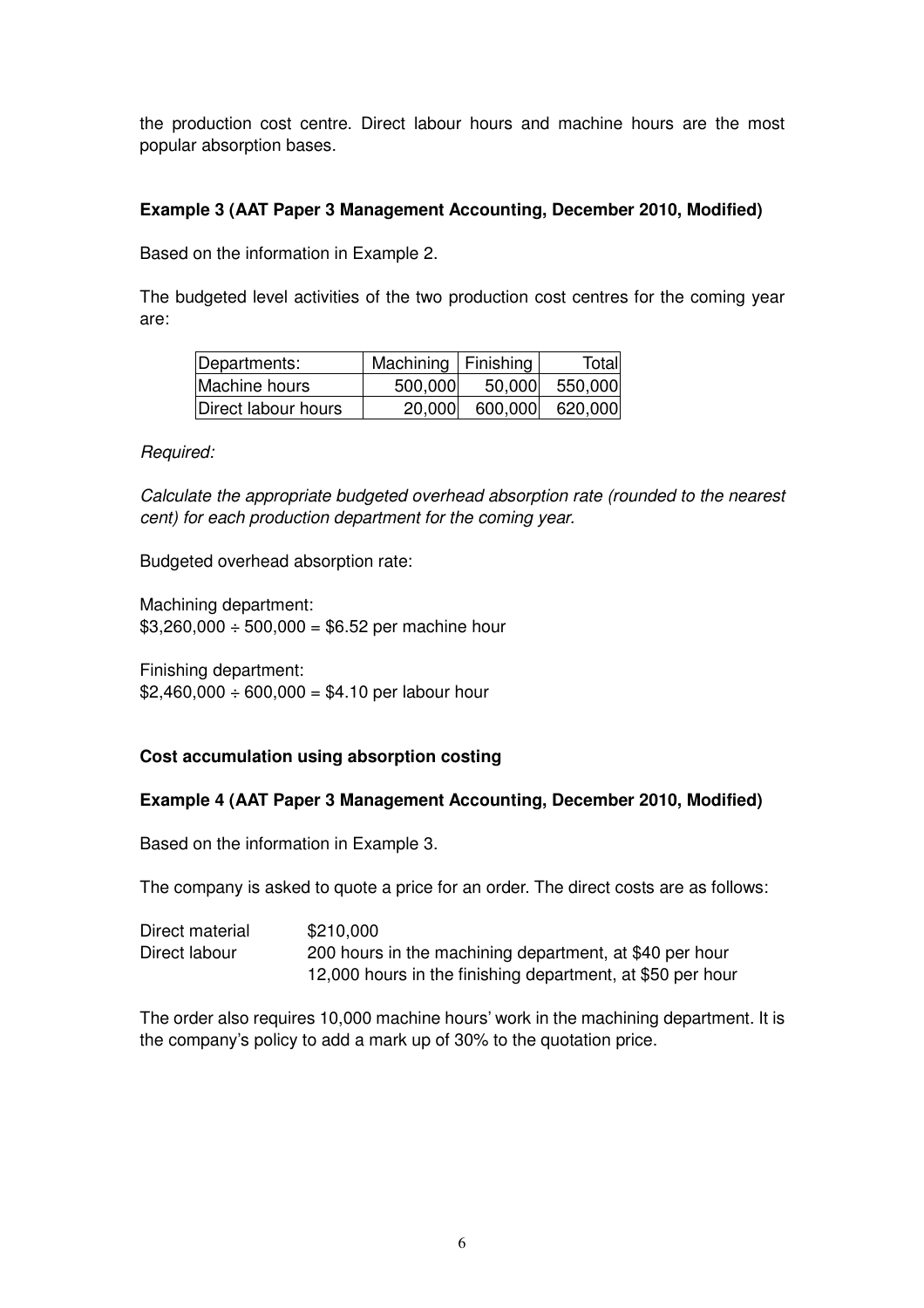the production cost centre. Direct labour hours and machine hours are the most popular absorption bases.

**Example 3 (AAT Paper 3 Management Accounting, December 2010, Modified)**

Based on the information in Example 2.

The budgeted level activities of the two production cost centres for the coming year are:

| Departments: | Machining | Finishing | Total |
|---|---|---|---|
| Machine hours | 500,000 | 50,000 | 550,000 |
| Direct labour hours | 20,000 | 600,000 | 620,000 |

*Required:*

*Calculate the appropriate budgeted overhead absorption rate (rounded to the nearest cent) for each production department for the coming year.*

Budgeted overhead absorption rate:

Machining department:
$3,260,000 ÷ 500,000 = $6.52 per machine hour

Finishing department:
$2,460,000 ÷ 600,000 = $4.10 per labour hour

**Cost accumulation using absorption costing**

**Example 4 (AAT Paper 3 Management Accounting, December 2010, Modified)**

Based on the information in Example 3.

The company is asked to quote a price for an order. The direct costs are as follows:

| | |
|---|---|
| Direct material | $210,000 |
| Direct labour | 200 hours in the machining department, at $40 per hour |
| | 12,000 hours in the finishing department, at $50 per hour |

The order also requires 10,000 machine hours' work in the machining department. It is the company's policy to add a mark up of 30% to the quotation price.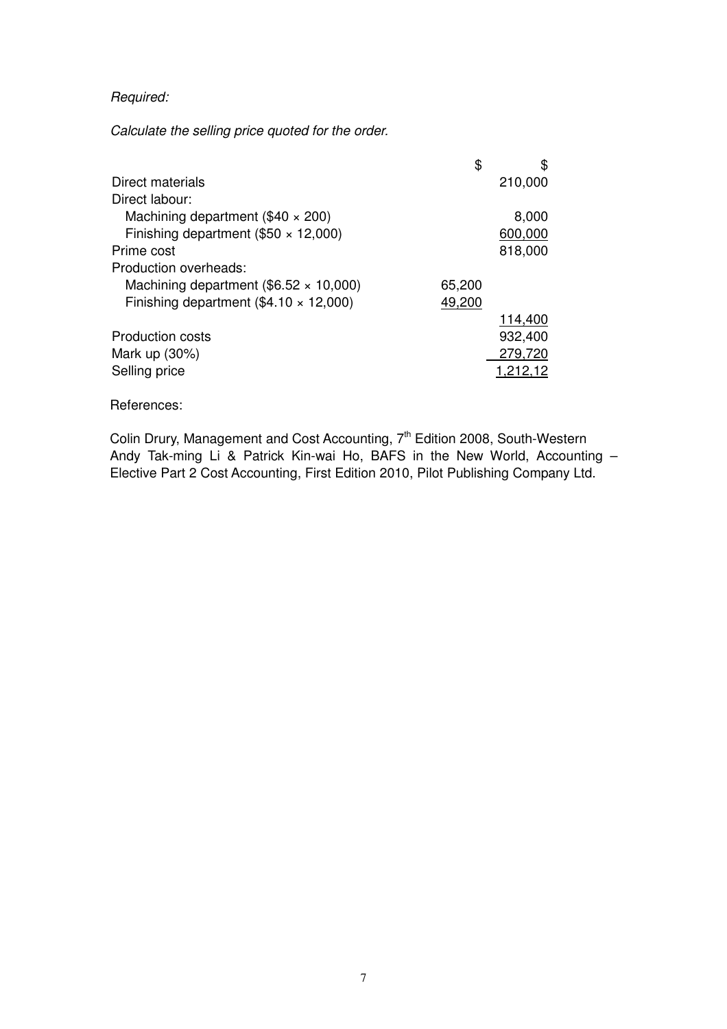*Required:*

*Calculate the selling price quoted for the order.*

| | $ | $ |
|---|---|---|
| Direct materials | | 210,000 |
| Direct labour: | | |
| Machining department ($40 × 200) | | 8,000 |
| Finishing department ($50 × 12,000) | | 600,000 |
| Prime cost | | 818,000 |
| Production overheads: | | |
| Machining department ($6.52 × 10,000) | 65,200 | |
| Finishing department ($4.10 × 12,000) | 49,200 | |
| | | 114,400 |
| Production costs | | 932,400 |
| Mark up (30%) | | 279,720 |
| Selling price | | 1,212,12 |

References:

Colin Drury, Management and Cost Accounting, 7th Edition 2008, South-Western
Andy Tak-ming Li & Patrick Kin-wai Ho, BAFS in the New World, Accounting – Elective Part 2 Cost Accounting, First Edition 2010, Pilot Publishing Company Ltd.